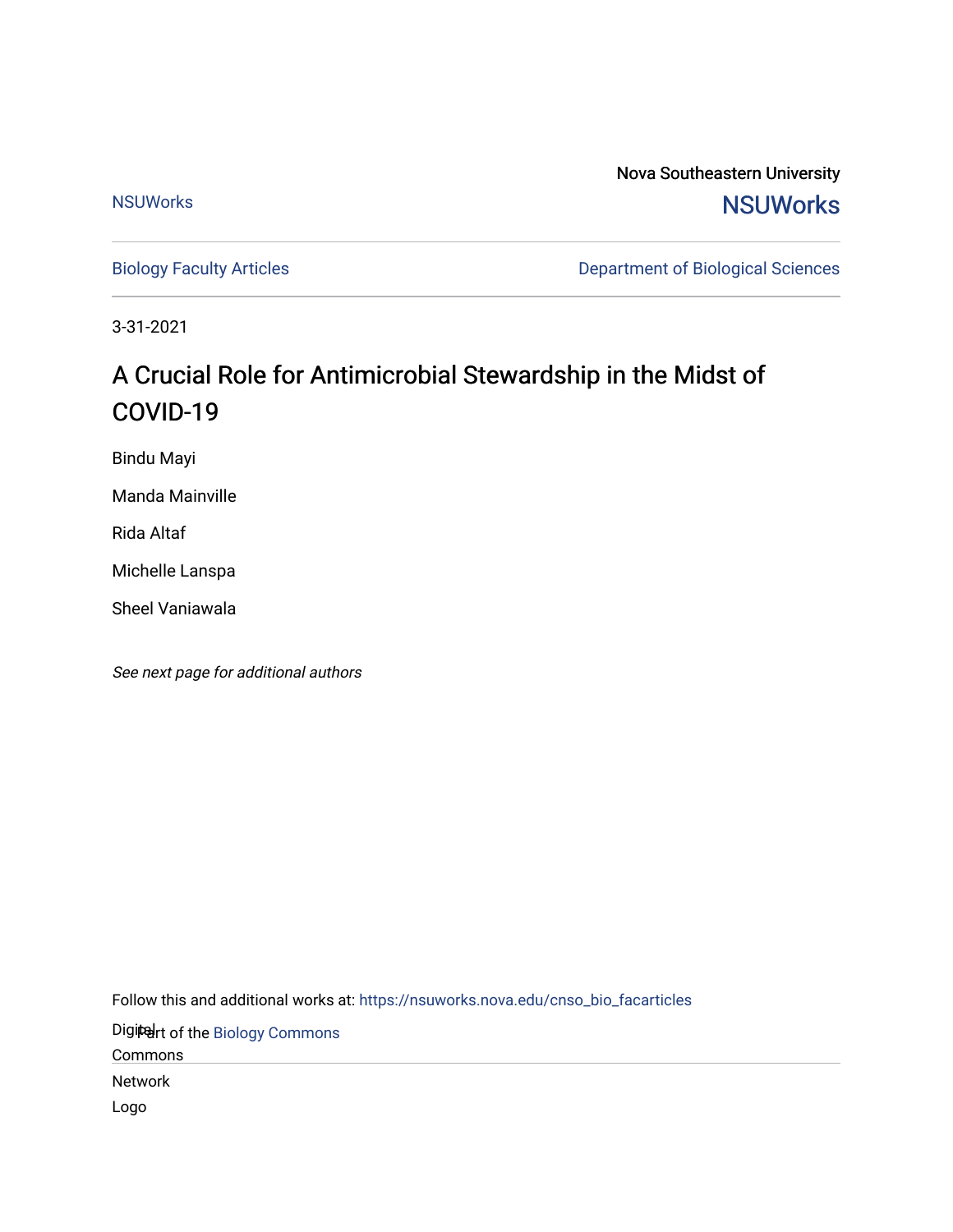Nova Southeastern University

NSUWorks

Biology Faculty Articles

Department of Biological Sciences

3-31-2021

# A Crucial Role for Antimicrobial Stewardship in the Midst of COVID-19

Bindu Mayi

Manda Mainville

Rida Altaf

Michelle Lanspa

Sheel Vaniawala

*See next page for additional authors*

Follow this and additional works at: https://nsuworks.nova.edu/cnso_bio_facarticles

Part of the Biology Commons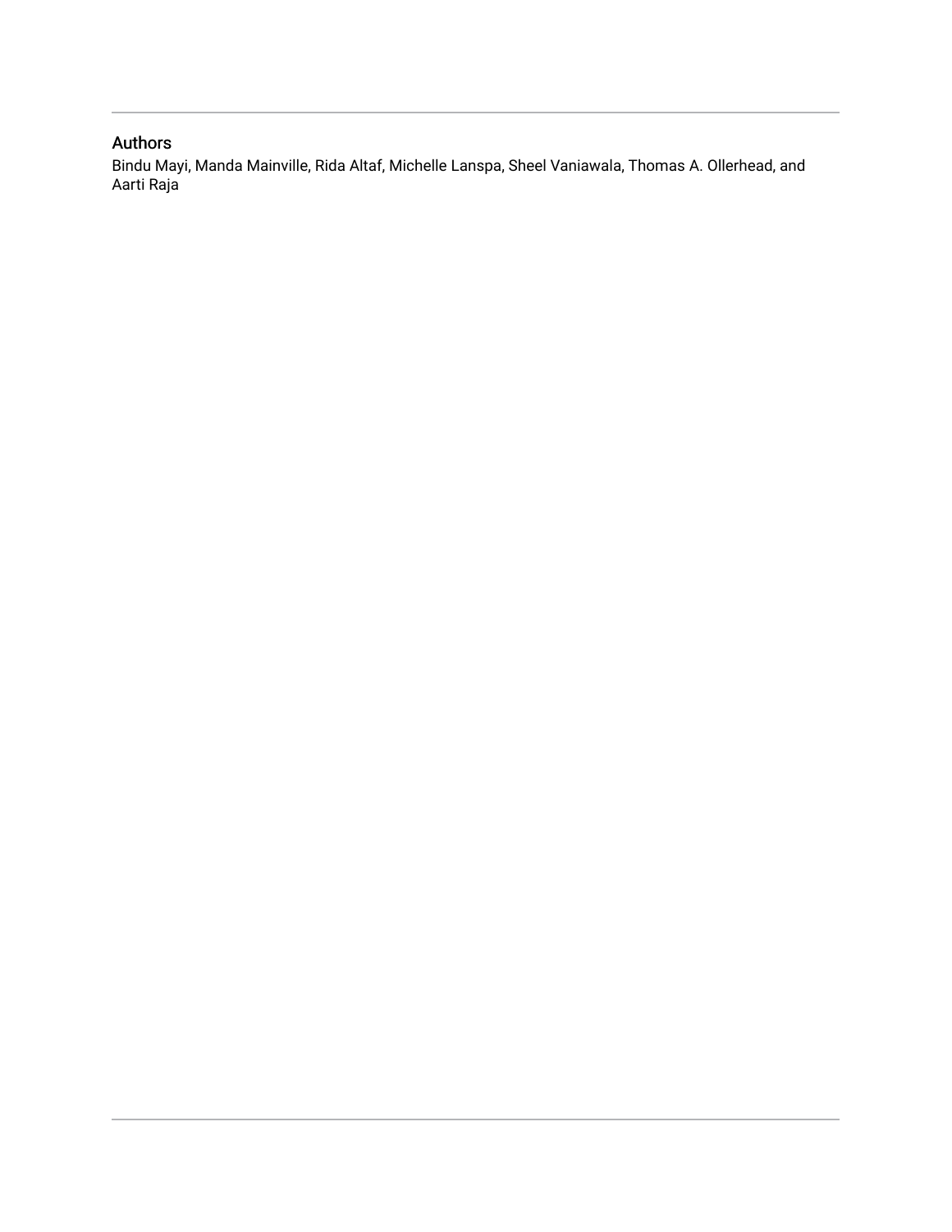## Authors

Bindu Mayi, Manda Mainville, Rida Altaf, Michelle Lanspa, Sheel Vaniawala, Thomas A. Ollerhead, and Aarti Raja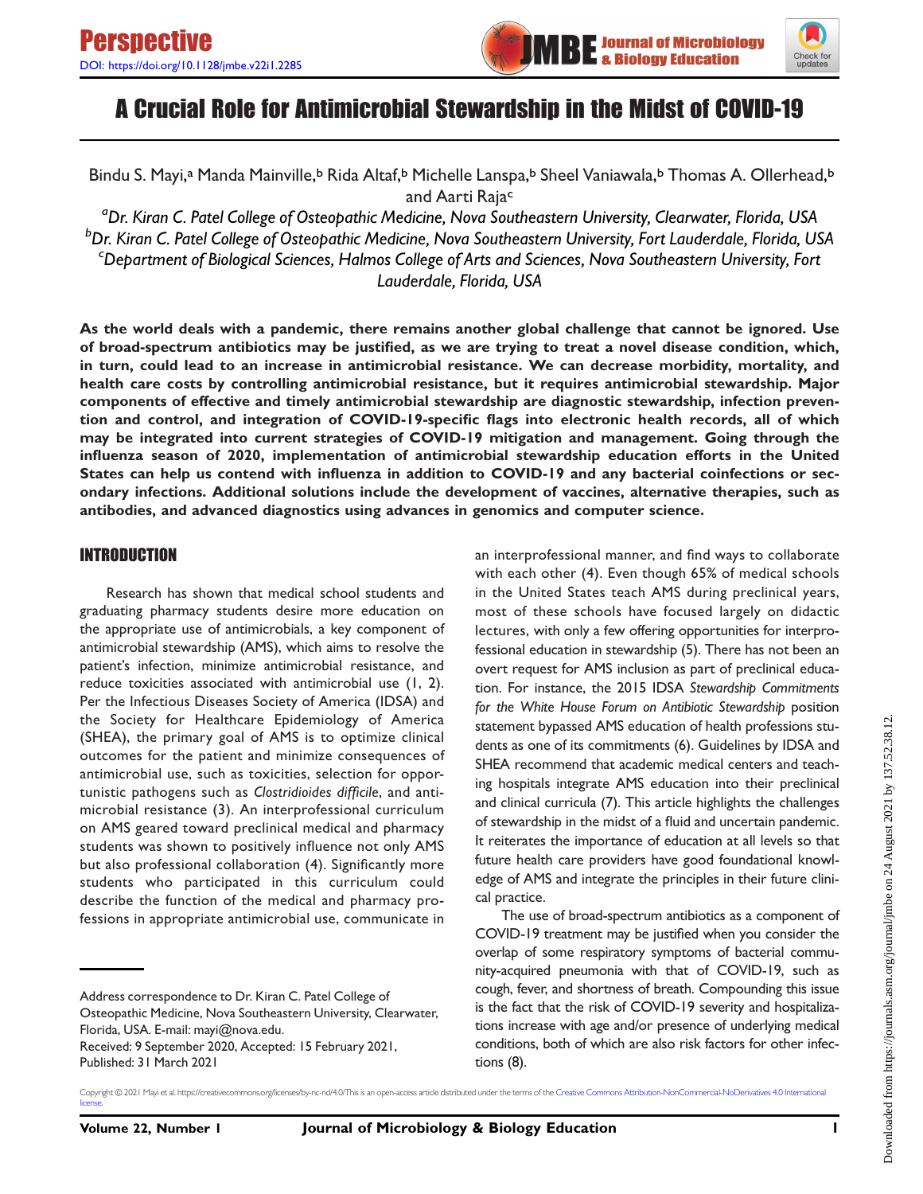Perspective

DOI: https://doi.org/10.1128/jmbe.v22i1.2285

# A Crucial Role for Antimicrobial Stewardship in the Midst of COVID-19

Bindu S. Mayi,[a] Manda Mainville,[b] Rida Altaf,[b] Michelle Lanspa,[b] Sheel Vaniawala,[b] Thomas A. Ollerhead,[b] and Aarti Raja[c]

[a]*Dr. Kiran C. Patel College of Osteopathic Medicine, Nova Southeastern University, Clearwater, Florida, USA*
[b]*Dr. Kiran C. Patel College of Osteopathic Medicine, Nova Southeastern University, Fort Lauderdale, Florida, USA*
[c]*Department of Biological Sciences, Halmos College of Arts and Sciences, Nova Southeastern University, Fort Lauderdale, Florida, USA*

**As the world deals with a pandemic, there remains another global challenge that cannot be ignored. Use of broad-spectrum antibiotics may be justified, as we are trying to treat a novel disease condition, which, in turn, could lead to an increase in antimicrobial resistance. We can decrease morbidity, mortality, and health care costs by controlling antimicrobial resistance, but it requires antimicrobial stewardship. Major components of effective and timely antimicrobial stewardship are diagnostic stewardship, infection prevention and control, and integration of COVID-19-specific flags into electronic health records, all of which may be integrated into current strategies of COVID-19 mitigation and management. Going through the influenza season of 2020, implementation of antimicrobial stewardship education efforts in the United States can help us contend with influenza in addition to COVID-19 and any bacterial coinfections or secondary infections. Additional solutions include the development of vaccines, alternative therapies, such as antibodies, and advanced diagnostics using advances in genomics and computer science.**

## INTRODUCTION

Research has shown that medical school students and graduating pharmacy students desire more education on the appropriate use of antimicrobials, a key component of antimicrobial stewardship (AMS), which aims to resolve the patient's infection, minimize antimicrobial resistance, and reduce toxicities associated with antimicrobial use (1, 2). Per the Infectious Diseases Society of America (IDSA) and the Society for Healthcare Epidemiology of America (SHEA), the primary goal of AMS is to optimize clinical outcomes for the patient and minimize consequences of antimicrobial use, such as toxicities, selection for opportunistic pathogens such as *Clostridioides difficile*, and antimicrobial resistance (3). An interprofessional curriculum on AMS geared toward preclinical medical and pharmacy students was shown to positively influence not only AMS but also professional collaboration (4). Significantly more students who participated in this curriculum could describe the function of the medical and pharmacy professions in appropriate antimicrobial use, communicate in an interprofessional manner, and find ways to collaborate with each other (4). Even though 65% of medical schools in the United States teach AMS during preclinical years, most of these schools have focused largely on didactic lectures, with only a few offering opportunities for interprofessional education in stewardship (5). There has not been an overt request for AMS inclusion as part of preclinical education. For instance, the 2015 IDSA *Stewardship Commitments for the White House Forum on Antibiotic Stewardship* position statement bypassed AMS education of health professions students as one of its commitments (6). Guidelines by IDSA and SHEA recommend that academic medical centers and teaching hospitals integrate AMS education into their preclinical and clinical curricula (7). This article highlights the challenges of stewardship in the midst of a fluid and uncertain pandemic. It reiterates the importance of education at all levels so that future health care providers have good foundational knowledge of AMS and integrate the principles in their future clinical practice.

The use of broad-spectrum antibiotics as a component of COVID-19 treatment may be justified when you consider the overlap of some respiratory symptoms of bacterial community-acquired pneumonia with that of COVID-19, such as cough, fever, and shortness of breath. Compounding this issue is the fact that the risk of COVID-19 severity and hospitalizations increase with age and/or presence of underlying medical conditions, both of which are also risk factors for other infections (8).

Address correspondence to Dr. Kiran C. Patel College of Osteopathic Medicine, Nova Southeastern University, Clearwater, Florida, USA. E-mail: mayi@nova.edu.
Received: 9 September 2020, Accepted: 15 February 2021, Published: 31 March 2021

Copyright © 2021 Mayi et al. https://creativecommons.org/licenses/by-nc-nd/4.0/This is an open-access article distributed under the terms of the Creative Commons Attribution-NonCommercial-NoDerivatives 4.0 International license.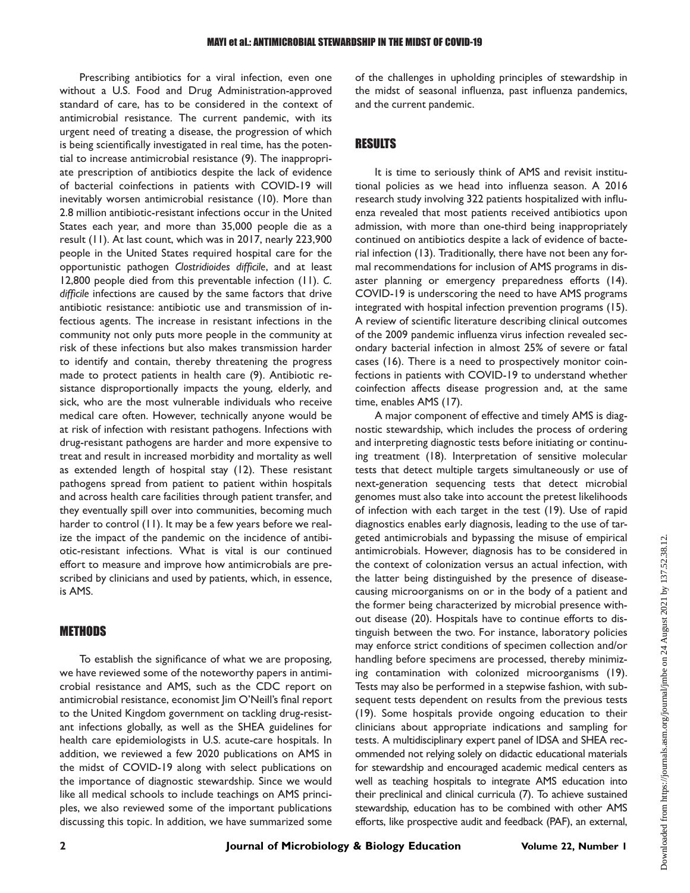Prescribing antibiotics for a viral infection, even one without a U.S. Food and Drug Administration-approved standard of care, has to be considered in the context of antimicrobial resistance. The current pandemic, with its urgent need of treating a disease, the progression of which is being scientifically investigated in real time, has the potential to increase antimicrobial resistance (9). The inappropriate prescription of antibiotics despite the lack of evidence of bacterial coinfections in patients with COVID-19 will inevitably worsen antimicrobial resistance (10). More than 2.8 million antibiotic-resistant infections occur in the United States each year, and more than 35,000 people die as a result (11). At last count, which was in 2017, nearly 223,900 people in the United States required hospital care for the opportunistic pathogen *Clostridioides difficile*, and at least 12,800 people died from this preventable infection (11). *C. difficile* infections are caused by the same factors that drive antibiotic resistance: antibiotic use and transmission of infectious agents. The increase in resistant infections in the community not only puts more people in the community at risk of these infections but also makes transmission harder to identify and contain, thereby threatening the progress made to protect patients in health care (9). Antibiotic resistance disproportionally impacts the young, elderly, and sick, who are the most vulnerable individuals who receive medical care often. However, technically anyone would be at risk of infection with resistant pathogens. Infections with drug-resistant pathogens are harder and more expensive to treat and result in increased morbidity and mortality as well as extended length of hospital stay (12). These resistant pathogens spread from patient to patient within hospitals and across health care facilities through patient transfer, and they eventually spill over into communities, becoming much harder to control (11). It may be a few years before we realize the impact of the pandemic on the incidence of antibiotic-resistant infections. What is vital is our continued effort to measure and improve how antimicrobials are prescribed by clinicians and used by patients, which, in essence, is AMS.

## METHODS

To establish the significance of what we are proposing, we have reviewed some of the noteworthy papers in antimicrobial resistance and AMS, such as the CDC report on antimicrobial resistance, economist Jim O'Neill's final report to the United Kingdom government on tackling drug-resistant infections globally, as well as the SHEA guidelines for health care epidemiologists in U.S. acute-care hospitals. In addition, we reviewed a few 2020 publications on AMS in the midst of COVID-19 along with select publications on the importance of diagnostic stewardship. Since we would like all medical schools to include teachings on AMS principles, we also reviewed some of the important publications discussing this topic. In addition, we have summarized some of the challenges in upholding principles of stewardship in the midst of seasonal influenza, past influenza pandemics, and the current pandemic.

## RESULTS

It is time to seriously think of AMS and revisit institutional policies as we head into influenza season. A 2016 research study involving 322 patients hospitalized with influenza revealed that most patients received antibiotics upon admission, with more than one-third being inappropriately continued on antibiotics despite a lack of evidence of bacterial infection (13). Traditionally, there have not been any formal recommendations for inclusion of AMS programs in disaster planning or emergency preparedness efforts (14). COVID-19 is underscoring the need to have AMS programs integrated with hospital infection prevention programs (15). A review of scientific literature describing clinical outcomes of the 2009 pandemic influenza virus infection revealed secondary bacterial infection in almost 25% of severe or fatal cases (16). There is a need to prospectively monitor coinfections in patients with COVID-19 to understand whether coinfection affects disease progression and, at the same time, enables AMS (17).

A major component of effective and timely AMS is diagnostic stewardship, which includes the process of ordering and interpreting diagnostic tests before initiating or continuing treatment (18). Interpretation of sensitive molecular tests that detect multiple targets simultaneously or use of next-generation sequencing tests that detect microbial genomes must also take into account the pretest likelihoods of infection with each target in the test (19). Use of rapid diagnostics enables early diagnosis, leading to the use of targeted antimicrobials and bypassing the misuse of empirical antimicrobials. However, diagnosis has to be considered in the context of colonization versus an actual infection, with the latter being distinguished by the presence of disease-causing microorganisms on or in the body of a patient and the former being characterized by microbial presence without disease (20). Hospitals have to continue efforts to distinguish between the two. For instance, laboratory policies may enforce strict conditions of specimen collection and/or handling before specimens are processed, thereby minimizing contamination with colonized microorganisms (19). Tests may also be performed in a stepwise fashion, with subsequent tests dependent on results from the previous tests (19). Some hospitals provide ongoing education to their clinicians about appropriate indications and sampling for tests. A multidisciplinary expert panel of IDSA and SHEA recommended not relying solely on didactic educational materials for stewardship and encouraged academic medical centers as well as teaching hospitals to integrate AMS education into their preclinical and clinical curricula (7). To achieve sustained stewardship, education has to be combined with other AMS efforts, like prospective audit and feedback (PAF), an external,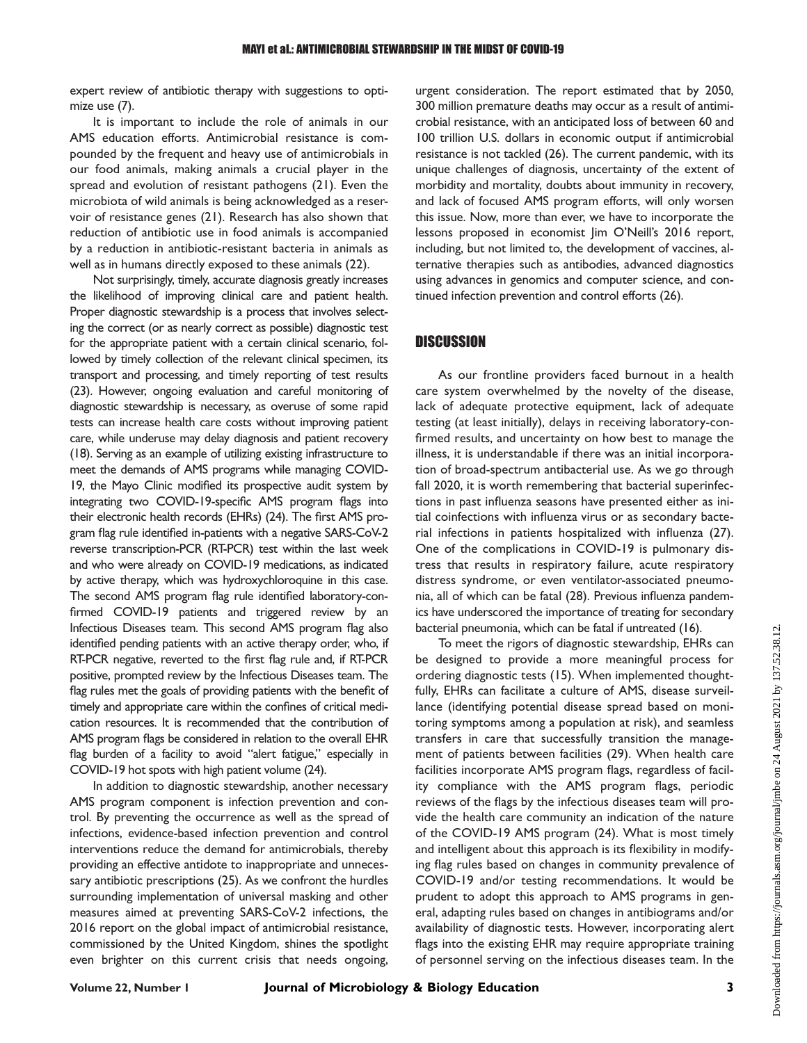expert review of antibiotic therapy with suggestions to optimize use (7).

It is important to include the role of animals in our AMS education efforts. Antimicrobial resistance is compounded by the frequent and heavy use of antimicrobials in our food animals, making animals a crucial player in the spread and evolution of resistant pathogens (21). Even the microbiota of wild animals is being acknowledged as a reservoir of resistance genes (21). Research has also shown that reduction of antibiotic use in food animals is accompanied by a reduction in antibiotic-resistant bacteria in animals as well as in humans directly exposed to these animals (22).

Not surprisingly, timely, accurate diagnosis greatly increases the likelihood of improving clinical care and patient health. Proper diagnostic stewardship is a process that involves selecting the correct (or as nearly correct as possible) diagnostic test for the appropriate patient with a certain clinical scenario, followed by timely collection of the relevant clinical specimen, its transport and processing, and timely reporting of test results (23). However, ongoing evaluation and careful monitoring of diagnostic stewardship is necessary, as overuse of some rapid tests can increase health care costs without improving patient care, while underuse may delay diagnosis and patient recovery (18). Serving as an example of utilizing existing infrastructure to meet the demands of AMS programs while managing COVID-19, the Mayo Clinic modified its prospective audit system by integrating two COVID-19-specific AMS program flags into their electronic health records (EHRs) (24). The first AMS program flag rule identified in-patients with a negative SARS-CoV-2 reverse transcription-PCR (RT-PCR) test within the last week and who were already on COVID-19 medications, as indicated by active therapy, which was hydroxychloroquine in this case. The second AMS program flag rule identified laboratory-confirmed COVID-19 patients and triggered review by an Infectious Diseases team. This second AMS program flag also identified pending patients with an active therapy order, who, if RT-PCR negative, reverted to the first flag rule and, if RT-PCR positive, prompted review by the Infectious Diseases team. The flag rules met the goals of providing patients with the benefit of timely and appropriate care within the confines of critical medication resources. It is recommended that the contribution of AMS program flags be considered in relation to the overall EHR flag burden of a facility to avoid "alert fatigue," especially in COVID-19 hot spots with high patient volume (24).

In addition to diagnostic stewardship, another necessary AMS program component is infection prevention and control. By preventing the occurrence as well as the spread of infections, evidence-based infection prevention and control interventions reduce the demand for antimicrobials, thereby providing an effective antidote to inappropriate and unnecessary antibiotic prescriptions (25). As we confront the hurdles surrounding implementation of universal masking and other measures aimed at preventing SARS-CoV-2 infections, the 2016 report on the global impact of antimicrobial resistance, commissioned by the United Kingdom, shines the spotlight even brighter on this current crisis that needs ongoing, urgent consideration. The report estimated that by 2050, 300 million premature deaths may occur as a result of antimicrobial resistance, with an anticipated loss of between 60 and 100 trillion U.S. dollars in economic output if antimicrobial resistance is not tackled (26). The current pandemic, with its unique challenges of diagnosis, uncertainty of the extent of morbidity and mortality, doubts about immunity in recovery, and lack of focused AMS program efforts, will only worsen this issue. Now, more than ever, we have to incorporate the lessons proposed in economist Jim O'Neill's 2016 report, including, but not limited to, the development of vaccines, alternative therapies such as antibodies, advanced diagnostics using advances in genomics and computer science, and continued infection prevention and control efforts (26).

## DISCUSSION

As our frontline providers faced burnout in a health care system overwhelmed by the novelty of the disease, lack of adequate protective equipment, lack of adequate testing (at least initially), delays in receiving laboratory-confirmed results, and uncertainty on how best to manage the illness, it is understandable if there was an initial incorporation of broad-spectrum antibacterial use. As we go through fall 2020, it is worth remembering that bacterial superinfections in past influenza seasons have presented either as initial coinfections with influenza virus or as secondary bacterial infections in patients hospitalized with influenza (27). One of the complications in COVID-19 is pulmonary distress that results in respiratory failure, acute respiratory distress syndrome, or even ventilator-associated pneumonia, all of which can be fatal (28). Previous influenza pandemics have underscored the importance of treating for secondary bacterial pneumonia, which can be fatal if untreated (16).

To meet the rigors of diagnostic stewardship, EHRs can be designed to provide a more meaningful process for ordering diagnostic tests (15). When implemented thoughtfully, EHRs can facilitate a culture of AMS, disease surveillance (identifying potential disease spread based on monitoring symptoms among a population at risk), and seamless transfers in care that successfully transition the management of patients between facilities (29). When health care facilities incorporate AMS program flags, regardless of facility compliance with the AMS program flags, periodic reviews of the flags by the infectious diseases team will provide the health care community an indication of the nature of the COVID-19 AMS program (24). What is most timely and intelligent about this approach is its flexibility in modifying flag rules based on changes in community prevalence of COVID-19 and/or testing recommendations. It would be prudent to adopt this approach to AMS programs in general, adapting rules based on changes in antibiograms and/or availability of diagnostic tests. However, incorporating alert flags into the existing EHR may require appropriate training of personnel serving on the infectious diseases team. In the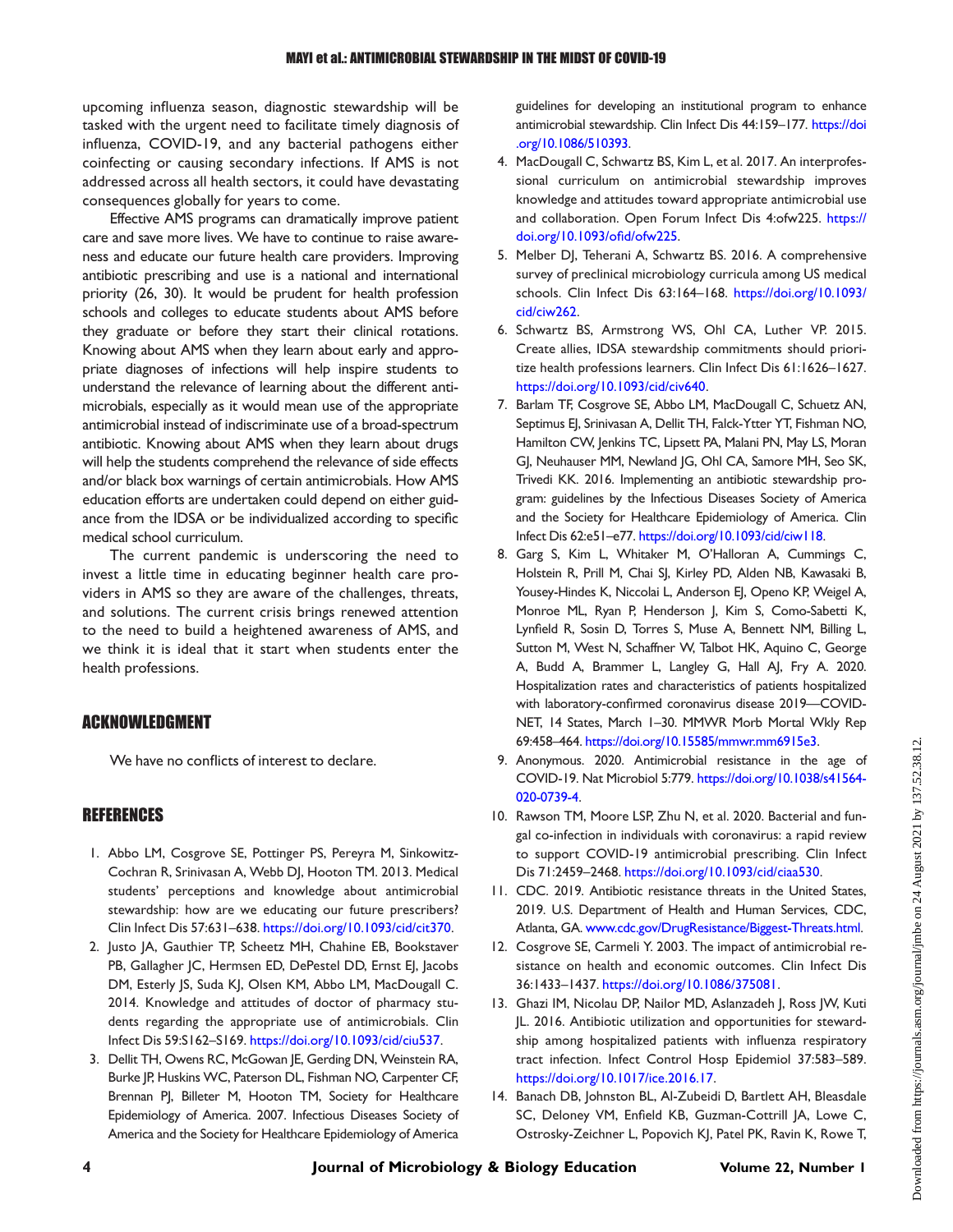upcoming influenza season, diagnostic stewardship will be tasked with the urgent need to facilitate timely diagnosis of influenza, COVID-19, and any bacterial pathogens either coinfecting or causing secondary infections. If AMS is not addressed across all health sectors, it could have devastating consequences globally for years to come.

Effective AMS programs can dramatically improve patient care and save more lives. We have to continue to raise awareness and educate our future health care providers. Improving antibiotic prescribing and use is a national and international priority (26, 30). It would be prudent for health profession schools and colleges to educate students about AMS before they graduate or before they start their clinical rotations. Knowing about AMS when they learn about early and appropriate diagnoses of infections will help inspire students to understand the relevance of learning about the different antimicrobials, especially as it would mean use of the appropriate antimicrobial instead of indiscriminate use of a broad-spectrum antibiotic. Knowing about AMS when they learn about drugs will help the students comprehend the relevance of side effects and/or black box warnings of certain antimicrobials. How AMS education efforts are undertaken could depend on either guidance from the IDSA or be individualized according to specific medical school curriculum.

The current pandemic is underscoring the need to invest a little time in educating beginner health care providers in AMS so they are aware of the challenges, threats, and solutions. The current crisis brings renewed attention to the need to build a heightened awareness of AMS, and we think it is ideal that it start when students enter the health professions.

## ACKNOWLEDGMENT

We have no conflicts of interest to declare.

## REFERENCES

1. Abbo LM, Cosgrove SE, Pottinger PS, Pereyra M, Sinkowitz-Cochran R, Srinivasan A, Webb DJ, Hooton TM. 2013. Medical students' perceptions and knowledge about antimicrobial stewardship: how are we educating our future prescribers? Clin Infect Dis 57:631–638. https://doi.org/10.1093/cid/cit370.
2. Justo JA, Gauthier TP, Scheetz MH, Chahine EB, Bookstaver PB, Gallagher JC, Hermsen ED, DePestel DD, Ernst EJ, Jacobs DM, Esterly JS, Suda KJ, Olsen KM, Abbo LM, MacDougall C. 2014. Knowledge and attitudes of doctor of pharmacy students regarding the appropriate use of antimicrobials. Clin Infect Dis 59:S162–S169. https://doi.org/10.1093/cid/ciu537.
3. Dellit TH, Owens RC, McGowan JE, Gerding DN, Weinstein RA, Burke JP, Huskins WC, Paterson DL, Fishman NO, Carpenter CF, Brennan PJ, Billeter M, Hooton TM, Society for Healthcare Epidemiology of America. 2007. Infectious Diseases Society of America and the Society for Healthcare Epidemiology of America guidelines for developing an institutional program to enhance antimicrobial stewardship. Clin Infect Dis 44:159–177. https://doi.org/10.1086/510393.
4. MacDougall C, Schwartz BS, Kim L, et al. 2017. An interprofessional curriculum on antimicrobial stewardship improves knowledge and attitudes toward appropriate antimicrobial use and collaboration. Open Forum Infect Dis 4:ofw225. https://doi.org/10.1093/ofid/ofw225.
5. Melber DJ, Teherani A, Schwartz BS. 2016. A comprehensive survey of preclinical microbiology curricula among US medical schools. Clin Infect Dis 63:164–168. https://doi.org/10.1093/cid/ciw262.
6. Schwartz BS, Armstrong WS, Ohl CA, Luther VP. 2015. Create allies, IDSA stewardship commitments should prioritize health professions learners. Clin Infect Dis 61:1626–1627. https://doi.org/10.1093/cid/civ640.
7. Barlam TF, Cosgrove SE, Abbo LM, MacDougall C, Schuetz AN, Septimus EJ, Srinivasan A, Dellit TH, Falck-Ytter YT, Fishman NO, Hamilton CW, Jenkins TC, Lipsett PA, Malani PN, May LS, Moran GJ, Neuhauser MM, Newland JG, Ohl CA, Samore MH, Seo SK, Trivedi KK. 2016. Implementing an antibiotic stewardship program: guidelines by the Infectious Diseases Society of America and the Society for Healthcare Epidemiology of America. Clin Infect Dis 62:e51–e77. https://doi.org/10.1093/cid/ciw118.
8. Garg S, Kim L, Whitaker M, O'Halloran A, Cummings C, Holstein R, Prill M, Chai SJ, Kirley PD, Alden NB, Kawasaki B, Yousey-Hindes K, Niccolai L, Anderson EJ, Openo KP, Weigel A, Monroe ML, Ryan P, Henderson J, Kim S, Como-Sabetti K, Lynfield R, Sosin D, Torres S, Muse A, Bennett NM, Billing L, Sutton M, West N, Schaffner W, Talbot HK, Aquino C, George A, Budd A, Brammer L, Langley G, Hall AJ, Fry A. 2020. Hospitalization rates and characteristics of patients hospitalized with laboratory-confirmed coronavirus disease 2019—COVID-NET, 14 States, March 1–30. MMWR Morb Mortal Wkly Rep 69:458–464. https://doi.org/10.15585/mmwr.mm6915e3.
9. Anonymous. 2020. Antimicrobial resistance in the age of COVID-19. Nat Microbiol 5:779. https://doi.org/10.1038/s41564-020-0739-4.
10. Rawson TM, Moore LSP, Zhu N, et al. 2020. Bacterial and fungal co-infection in individuals with coronavirus: a rapid review to support COVID-19 antimicrobial prescribing. Clin Infect Dis 71:2459–2468. https://doi.org/10.1093/cid/ciaa530.
11. CDC. 2019. Antibiotic resistance threats in the United States, 2019. U.S. Department of Health and Human Services, CDC, Atlanta, GA. www.cdc.gov/DrugResistance/Biggest-Threats.html.
12. Cosgrove SE, Carmeli Y. 2003. The impact of antimicrobial resistance on health and economic outcomes. Clin Infect Dis 36:1433–1437. https://doi.org/10.1086/375081.
13. Ghazi IM, Nicolau DP, Nailor MD, Aslanzadeh J, Ross JW, Kuti JL. 2016. Antibiotic utilization and opportunities for stewardship among hospitalized patients with influenza respiratory tract infection. Infect Control Hosp Epidemiol 37:583–589. https://doi.org/10.1017/ice.2016.17.
14. Banach DB, Johnston BL, Al-Zubeidi D, Bartlett AH, Bleasdale SC, Deloney VM, Enfield KB, Guzman-Cottrill JA, Lowe C, Ostrosky-Zeichner L, Popovich KJ, Patel PK, Ravin K, Rowe T,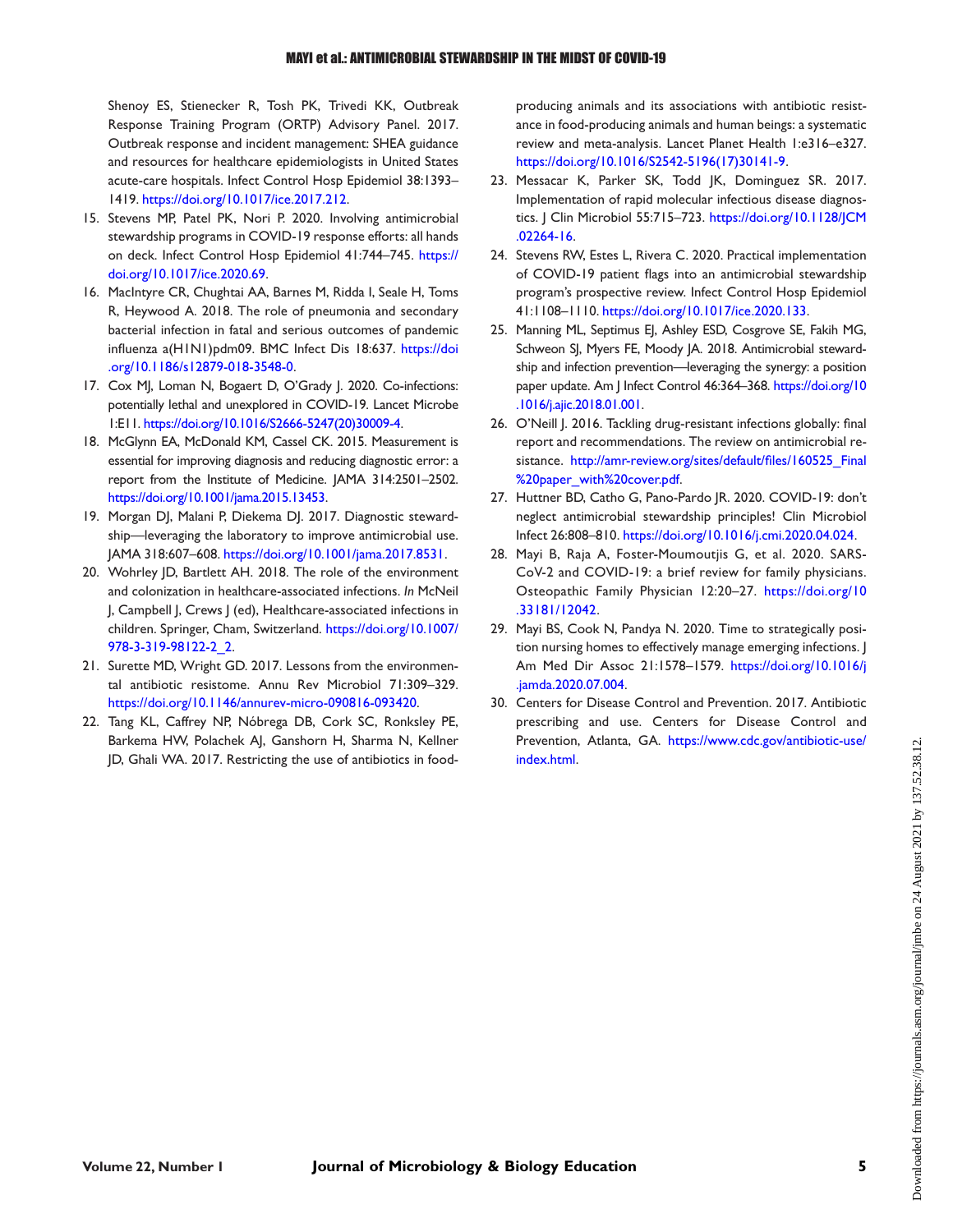Shenoy ES, Stienecker R, Tosh PK, Trivedi KK, Outbreak Response Training Program (ORTP) Advisory Panel. 2017. Outbreak response and incident management: SHEA guidance and resources for healthcare epidemiologists in United States acute-care hospitals. Infect Control Hosp Epidemiol 38:1393–1419. https://doi.org/10.1017/ice.2017.212.

15. Stevens MP, Patel PK, Nori P. 2020. Involving antimicrobial stewardship programs in COVID-19 response efforts: all hands on deck. Infect Control Hosp Epidemiol 41:744–745. https://doi.org/10.1017/ice.2020.69.
16. MacIntyre CR, Chughtai AA, Barnes M, Ridda I, Seale H, Toms R, Heywood A. 2018. The role of pneumonia and secondary bacterial infection in fatal and serious outcomes of pandemic influenza a(H1N1)pdm09. BMC Infect Dis 18:637. https://doi.org/10.1186/s12879-018-3548-0.
17. Cox MJ, Loman N, Bogaert D, O'Grady J. 2020. Co-infections: potentially lethal and unexplored in COVID-19. Lancet Microbe 1:E11. https://doi.org/10.1016/S2666-5247(20)30009-4.
18. McGlynn EA, McDonald KM, Cassel CK. 2015. Measurement is essential for improving diagnosis and reducing diagnostic error: a report from the Institute of Medicine. JAMA 314:2501–2502. https://doi.org/10.1001/jama.2015.13453.
19. Morgan DJ, Malani P, Diekema DJ. 2017. Diagnostic stewardship—leveraging the laboratory to improve antimicrobial use. JAMA 318:607–608. https://doi.org/10.1001/jama.2017.8531.
20. Wohrley JD, Bartlett AH. 2018. The role of the environment and colonization in healthcare-associated infections. *In* McNeil J, Campbell J, Crews J (ed), Healthcare-associated infections in children. Springer, Cham, Switzerland. https://doi.org/10.1007/978-3-319-98122-2_2.
21. Surette MD, Wright GD. 2017. Lessons from the environmental antibiotic resistome. Annu Rev Microbiol 71:309–329. https://doi.org/10.1146/annurev-micro-090816-093420.
22. Tang KL, Caffrey NP, Nóbrega DB, Cork SC, Ronksley PE, Barkema HW, Polachek AJ, Ganshorn H, Sharma N, Kellner JD, Ghali WA. 2017. Restricting the use of antibiotics in food-producing animals and its associations with antibiotic resistance in food-producing animals and human beings: a systematic review and meta-analysis. Lancet Planet Health 1:e316–e327. https://doi.org/10.1016/S2542-5196(17)30141-9.
23. Messacar K, Parker SK, Todd JK, Dominguez SR. 2017. Implementation of rapid molecular infectious disease diagnostics. J Clin Microbiol 55:715–723. https://doi.org/10.1128/JCM.02264-16.
24. Stevens RW, Estes L, Rivera C. 2020. Practical implementation of COVID-19 patient flags into an antimicrobial stewardship program's prospective review. Infect Control Hosp Epidemiol 41:1108–1110. https://doi.org/10.1017/ice.2020.133.
25. Manning ML, Septimus EJ, Ashley ESD, Cosgrove SE, Fakih MG, Schweon SJ, Myers FE, Moody JA. 2018. Antimicrobial stewardship and infection prevention—leveraging the synergy: a position paper update. Am J Infect Control 46:364–368. https://doi.org/10.1016/j.ajic.2018.01.001.
26. O'Neill J. 2016. Tackling drug-resistant infections globally: final report and recommendations. The review on antimicrobial resistance. http://amr-review.org/sites/default/files/160525_Final%20paper_with%20cover.pdf.
27. Huttner BD, Catho G, Pano-Pardo JR. 2020. COVID-19: don't neglect antimicrobial stewardship principles! Clin Microbiol Infect 26:808–810. https://doi.org/10.1016/j.cmi.2020.04.024.
28. Mayi B, Raja A, Foster-Moumoutjis G, et al. 2020. SARS-CoV-2 and COVID-19: a brief review for family physicians. Osteopathic Family Physician 12:20–27. https://doi.org/10.33181/12042.
29. Mayi BS, Cook N, Pandya N. 2020. Time to strategically position nursing homes to effectively manage emerging infections. J Am Med Dir Assoc 21:1578–1579. https://doi.org/10.1016/j.jamda.2020.07.004.
30. Centers for Disease Control and Prevention. 2017. Antibiotic prescribing and use. Centers for Disease Control and Prevention, Atlanta, GA. https://www.cdc.gov/antibiotic-use/index.html.